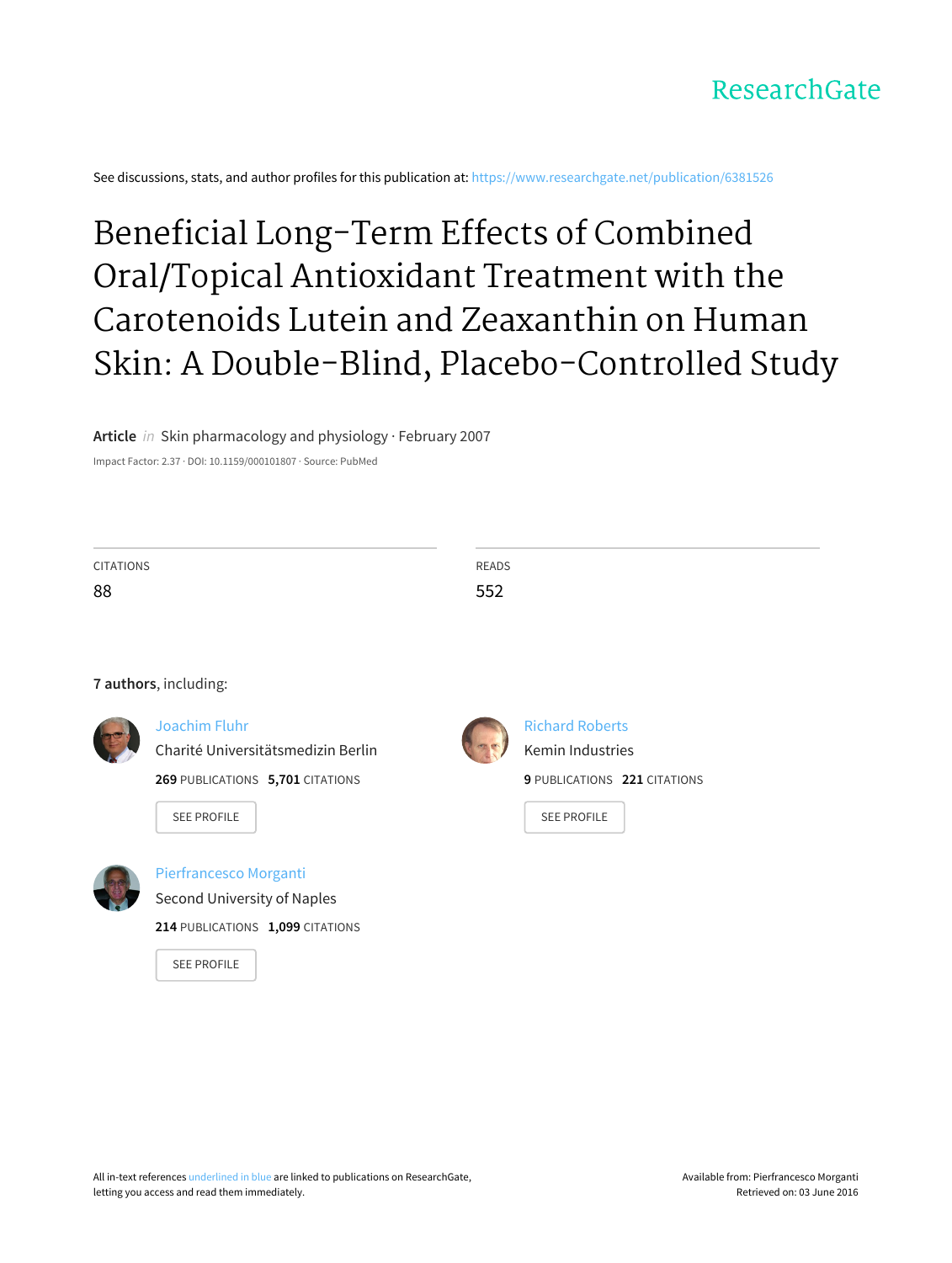ResearchGate

See discussions, stats, and author profiles for this publication at: https://www.researchgate.net/publication/6381526

# Beneficial Long-Term Effects of Combined Oral/Topical Antioxidant Treatment with the Carotenoids Lutein and Zeaxanthin on Human Skin: A Double-Blind, Placebo-Controlled Study

**Article** *in* Skin pharmacology and physiology · February 2007

Impact Factor: 2.37 · DOI: 10.1159/000101807 · Source: PubMed

CITATIONS
88

READS
552

**7 authors**, including:

Joachim Fluhr
Charité Universitätsmedizin Berlin
**269** PUBLICATIONS **5,701** CITATIONS
SEE PROFILE

Richard Roberts
Kemin Industries
**9** PUBLICATIONS **221** CITATIONS
SEE PROFILE

Pierfrancesco Morganti
Second University of Naples
**214** PUBLICATIONS **1,099** CITATIONS
SEE PROFILE

All in-text references underlined in blue are linked to publications on ResearchGate, letting you access and read them immediately.

Available from: Pierfrancesco Morganti
Retrieved on: 03 June 2016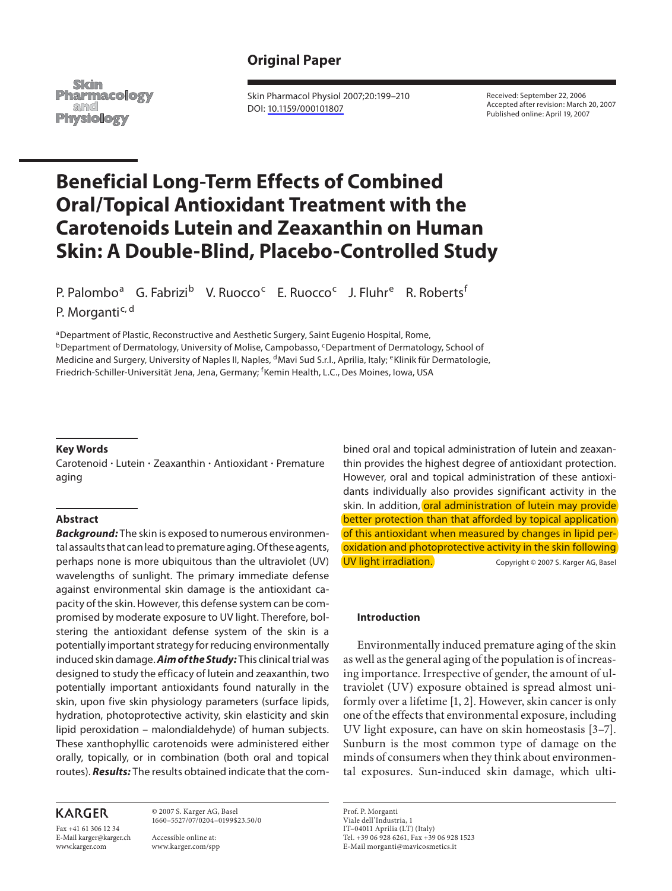## Original Paper

Skin Pharmacology and Physiology

Skin Pharmacol Physiol 2007;20:199–210
DOI: 10.1159/000101807

Received: September 22, 2006
Accepted after revision: March 20, 2007
Published online: April 19, 2007

# Beneficial Long-Term Effects of Combined Oral/Topical Antioxidant Treatment with the Carotenoids Lutein and Zeaxanthin on Human Skin: A Double-Blind, Placebo-Controlled Study

P. Palombo[a] G. Fabrizi[b] V. Ruocco[c] E. Ruocco[c] J. Fluhr[e] R. Roberts[f] P. Morganti[c, d]

[a]Department of Plastic, Reconstructive and Aesthetic Surgery, Saint Eugenio Hospital, Rome, [b]Department of Dermatology, University of Molise, Campobasso, [c]Department of Dermatology, School of Medicine and Surgery, University of Naples II, Naples, [d]Mavi Sud S.r.l., Aprilia, Italy; [e]Klinik für Dermatologie, Friedrich-Schiller-Universität Jena, Jena, Germany; [f]Kemin Health, L.C., Des Moines, Iowa, USA

### Key Words

Carotenoid · Lutein · Zeaxanthin · Antioxidant · Premature aging

### Abstract

***Background:*** The skin is exposed to numerous environmental assaults that can lead to premature aging. Of these agents, perhaps none is more ubiquitous than the ultraviolet (UV) wavelengths of sunlight. The primary immediate defense against environmental skin damage is the antioxidant capacity of the skin. However, this defense system can be compromised by moderate exposure to UV light. Therefore, bolstering the antioxidant defense system of the skin is a potentially important strategy for reducing environmentally induced skin damage. ***Aim of the Study:*** This clinical trial was designed to study the efficacy of lutein and zeaxanthin, two potentially important antioxidants found naturally in the skin, upon five skin physiology parameters (surface lipids, hydration, photoprotective activity, skin elasticity and skin lipid peroxidation – malondialdehyde) of human subjects. These xanthophyllic carotenoids were administered either orally, topically, or in combination (both oral and topical routes). ***Results:*** The results obtained indicate that the combined oral and topical administration of lutein and zeaxanthin provides the highest degree of antioxidant protection. However, oral and topical administration of these antioxidants individually also provides significant activity in the skin. In addition, oral administration of lutein may provide better protection than that afforded by topical application of this antioxidant when measured by changes in lipid peroxidation and photoprotective activity in the skin following UV light irradiation.

Copyright © 2007 S. Karger AG, Basel

### Introduction

Environmentally induced premature aging of the skin as well as the general aging of the population is of increasing importance. Irrespective of gender, the amount of ultraviolet (UV) exposure obtained is spread almost uniformly over a lifetime [1, 2]. However, skin cancer is only one of the effects that environmental exposure, including UV light exposure, can have on skin homeostasis [3–7]. Sunburn is the most common type of damage on the minds of consumers when they think about environmental exposures. Sun-induced skin damage, which ulti-

KARGER
Fax +41 61 306 12 34
E-Mail karger@karger.ch
www.karger.com

© 2007 S. Karger AG, Basel
1660–5527/07/0204–0199$23.50/0

Accessible online at:
www.karger.com/spp

Prof. P. Morganti
Viale dell'Industria, 1
IT–04011 Aprilia (LT) (Italy)
Tel. +39 06 928 6261, Fax +39 06 928 1523
E-Mail morganti@mavicosmetics.it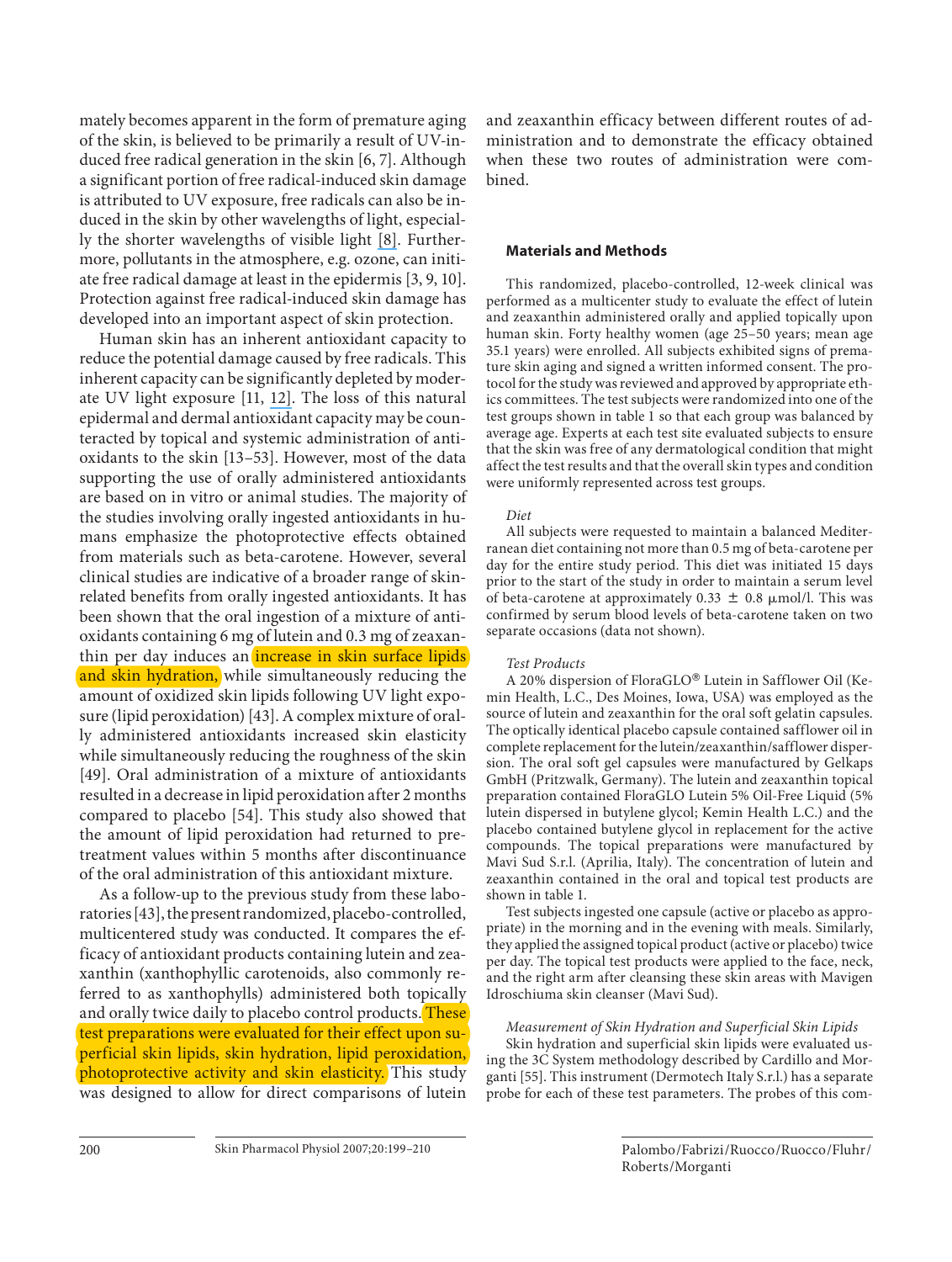mately becomes apparent in the form of premature aging of the skin, is believed to be primarily a result of UV-induced free radical generation in the skin [6, 7]. Although a significant portion of free radical-induced skin damage is attributed to UV exposure, free radicals can also be induced in the skin by other wavelengths of light, especially the shorter wavelengths of visible light [8]. Furthermore, pollutants in the atmosphere, e.g. ozone, can initiate free radical damage at least in the epidermis [3, 9, 10]. Protection against free radical-induced skin damage has developed into an important aspect of skin protection.

Human skin has an inherent antioxidant capacity to reduce the potential damage caused by free radicals. This inherent capacity can be significantly depleted by moderate UV light exposure [11, 12]. The loss of this natural epidermal and dermal antioxidant capacity may be counteracted by topical and systemic administration of antioxidants to the skin [13–53]. However, most of the data supporting the use of orally administered antioxidants are based on in vitro or animal studies. The majority of the studies involving orally ingested antioxidants in humans emphasize the photoprotective effects obtained from materials such as beta-carotene. However, several clinical studies are indicative of a broader range of skin-related benefits from orally ingested antioxidants. It has been shown that the oral ingestion of a mixture of antioxidants containing 6 mg of lutein and 0.3 mg of zeaxanthin per day induces an increase in skin surface lipids and skin hydration, while simultaneously reducing the amount of oxidized skin lipids following UV light exposure (lipid peroxidation) [43]. A complex mixture of orally administered antioxidants increased skin elasticity while simultaneously reducing the roughness of the skin [49]. Oral administration of a mixture of antioxidants resulted in a decrease in lipid peroxidation after 2 months compared to placebo [54]. This study also showed that the amount of lipid peroxidation had returned to pretreatment values within 5 months after discontinuance of the oral administration of this antioxidant mixture.

As a follow-up to the previous study from these laboratories [43], the present randomized, placebo-controlled, multicentered study was conducted. It compares the efficacy of antioxidant products containing lutein and zeaxanthin (xanthophyllic carotenoids, also commonly referred to as xanthophylls) administered both topically and orally twice daily to placebo control products. These test preparations were evaluated for their effect upon superficial skin lipids, skin hydration, lipid peroxidation, photoprotective activity and skin elasticity. This study was designed to allow for direct comparisons of lutein and zeaxanthin efficacy between different routes of administration and to demonstrate the efficacy obtained when these two routes of administration were combined.

## Materials and Methods

This randomized, placebo-controlled, 12-week clinical was performed as a multicenter study to evaluate the effect of lutein and zeaxanthin administered orally and applied topically upon human skin. Forty healthy women (age 25–50 years; mean age 35.1 years) were enrolled. All subjects exhibited signs of premature skin aging and signed a written informed consent. The protocol for the study was reviewed and approved by appropriate ethics committees. The test subjects were randomized into one of the test groups shown in table 1 so that each group was balanced by average age. Experts at each test site evaluated subjects to ensure that the skin was free of any dermatological condition that might affect the test results and that the overall skin types and condition were uniformly represented across test groups.

### *Diet*

All subjects were requested to maintain a balanced Mediterranean diet containing not more than 0.5 mg of beta-carotene per day for the entire study period. This diet was initiated 15 days prior to the start of the study in order to maintain a serum level of beta-carotene at approximately 0.33 ± 0.8 μmol/l. This was confirmed by serum blood levels of beta-carotene taken on two separate occasions (data not shown).

### *Test Products*

A 20% dispersion of FloraGLO® Lutein in Safflower Oil (Kemin Health, L.C., Des Moines, Iowa, USA) was employed as the source of lutein and zeaxanthin for the oral soft gelatin capsules. The optically identical placebo capsule contained safflower oil in complete replacement for the lutein/zeaxanthin/safflower dispersion. The oral soft gel capsules were manufactured by Gelkaps GmbH (Pritzwalk, Germany). The lutein and zeaxanthin topical preparation contained FloraGLO Lutein 5% Oil-Free Liquid (5% lutein dispersed in butylene glycol; Kemin Health L.C.) and the placebo contained butylene glycol in replacement for the active compounds. The topical preparations were manufactured by Mavi Sud S.r.l. (Aprilia, Italy). The concentration of lutein and zeaxanthin contained in the oral and topical test products are shown in table 1.

Test subjects ingested one capsule (active or placebo as appropriate) in the morning and in the evening with meals. Similarly, they applied the assigned topical product (active or placebo) twice per day. The topical test products were applied to the face, neck, and the right arm after cleansing these skin areas with Mavigen Idroschiuma skin cleanser (Mavi Sud).

### *Measurement of Skin Hydration and Superficial Skin Lipids*

Skin hydration and superficial skin lipids were evaluated using the 3C System methodology described by Cardillo and Morganti [55]. This instrument (Dermotech Italy S.r.l.) has a separate probe for each of these test parameters. The probes of this com-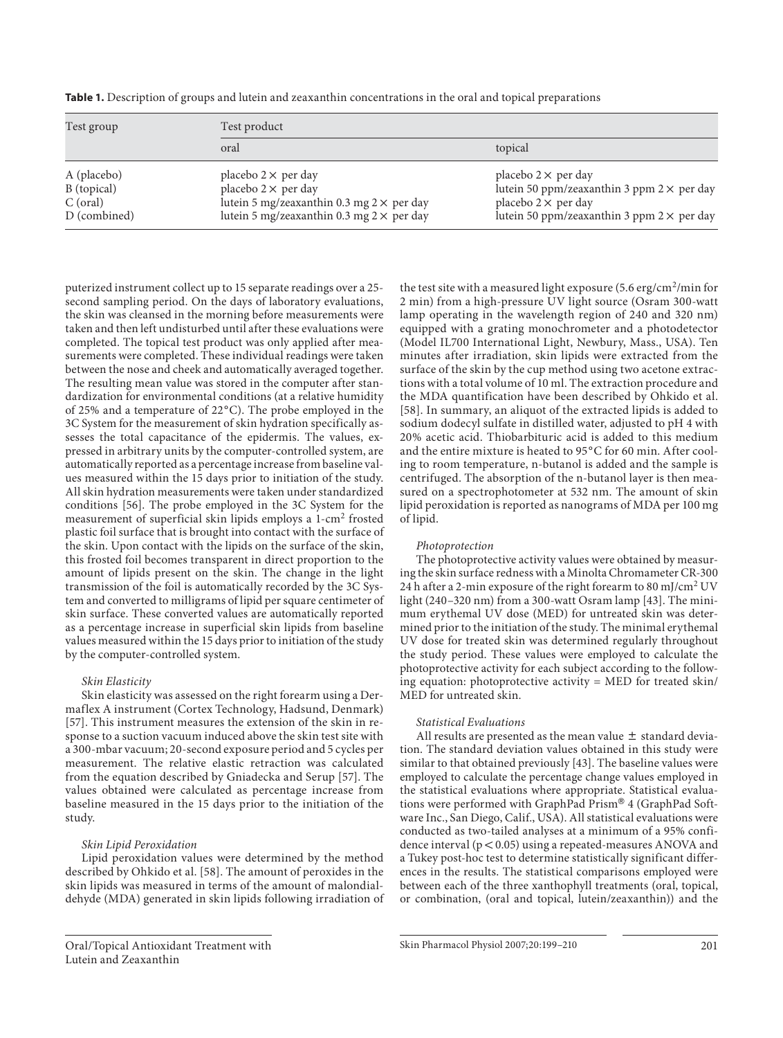**Table 1.** Description of groups and lutein and zeaxanthin concentrations in the oral and topical preparations

| Test group | Test product | |
|---|---|---|
| | oral | topical |
| A (placebo) | placebo 2 × per day | placebo 2 × per day |
| B (topical) | placebo 2 × per day | lutein 50 ppm/zeaxanthin 3 ppm 2 × per day |
| C (oral) | lutein 5 mg/zeaxanthin 0.3 mg 2 × per day | placebo 2 × per day |
| D (combined) | lutein 5 mg/zeaxanthin 0.3 mg 2 × per day | lutein 50 ppm/zeaxanthin 3 ppm 2 × per day |

puterized instrument collect up to 15 separate readings over a 25-second sampling period. On the days of laboratory evaluations, the skin was cleansed in the morning before measurements were taken and then left undisturbed until after these evaluations were completed. The topical test product was only applied after measurements were completed. These individual readings were taken between the nose and cheek and automatically averaged together. The resulting mean value was stored in the computer after standardization for environmental conditions (at a relative humidity of 25% and a temperature of 22°C). The probe employed in the 3C System for the measurement of skin hydration specifically assesses the total capacitance of the epidermis. The values, expressed in arbitrary units by the computer-controlled system, are automatically reported as a percentage increase from baseline values measured within the 15 days prior to initiation of the study. All skin hydration measurements were taken under standardized conditions [56]. The probe employed in the 3C System for the measurement of superficial skin lipids employs a 1-$cm^2$ frosted plastic foil surface that is brought into contact with the surface of the skin. Upon contact with the lipids on the surface of the skin, this frosted foil becomes transparent in direct proportion to the amount of lipids present on the skin. The change in the light transmission of the foil is automatically recorded by the 3C System and converted to milligrams of lipid per square centimeter of skin surface. These converted values are automatically reported as a percentage increase in superficial skin lipids from baseline values measured within the 15 days prior to initiation of the study by the computer-controlled system.

*Skin Elasticity*

Skin elasticity was assessed on the right forearm using a Dermaflex A instrument (Cortex Technology, Hadsund, Denmark) [57]. This instrument measures the extension of the skin in response to a suction vacuum induced above the skin test site with a 300-mbar vacuum; 20-second exposure period and 5 cycles per measurement. The relative elastic retraction was calculated from the equation described by Gniadecka and Serup [57]. The values obtained were calculated as percentage increase from baseline measured in the 15 days prior to the initiation of the study.

*Skin Lipid Peroxidation*

Lipid peroxidation values were determined by the method described by Ohkido et al. [58]. The amount of peroxides in the skin lipids was measured in terms of the amount of malondialdehyde (MDA) generated in skin lipids following irradiation of the test site with a measured light exposure (5.6 erg/$cm^2$/min for 2 min) from a high-pressure UV light source (Osram 300-watt lamp operating in the wavelength region of 240 and 320 nm) equipped with a grating monochrometer and a photodetector (Model IL700 International Light, Newbury, Mass., USA). Ten minutes after irradiation, skin lipids were extracted from the surface of the skin by the cup method using two acetone extractions with a total volume of 10 ml. The extraction procedure and the MDA quantification have been described by Ohkido et al. [58]. In summary, an aliquot of the extracted lipids is added to sodium dodecyl sulfate in distilled water, adjusted to pH 4 with 20% acetic acid. Thiobarbituric acid is added to this medium and the entire mixture is heated to 95°C for 60 min. After cooling to room temperature, n-butanol is added and the sample is centrifuged. The absorption of the n-butanol layer is then measured on a spectrophotometer at 532 nm. The amount of skin lipid peroxidation is reported as nanograms of MDA per 100 mg of lipid.

*Photoprotection*

The photoprotective activity values were obtained by measuring the skin surface redness with a Minolta Chromameter CR-300 24 h after a 2-min exposure of the right forearm to 80 mJ/$cm^2$ UV light (240–320 nm) from a 300-watt Osram lamp [43]. The minimum erythemal UV dose (MED) for untreated skin was determined prior to the initiation of the study. The minimal erythemal UV dose for treated skin was determined regularly throughout the study period. These values were employed to calculate the photoprotective activity for each subject according to the following equation: photoprotective activity = MED for treated skin/MED for untreated skin.

*Statistical Evaluations*

All results are presented as the mean value ± standard deviation. The standard deviation values obtained in this study were similar to that obtained previously [43]. The baseline values were employed to calculate the percentage change values employed in the statistical evaluations where appropriate. Statistical evaluations were performed with GraphPad Prism® 4 (GraphPad Software Inc., San Diego, Calif., USA). All statistical evaluations were conducted as two-tailed analyses at a minimum of a 95% confidence interval ($p < 0.05$) using a repeated-measures ANOVA and a Tukey post-hoc test to determine statistically significant differences in the results. The statistical comparisons employed were between each of the three xanthophyll treatments (oral, topical, or combination, (oral and topical, lutein/zeaxanthin)) and the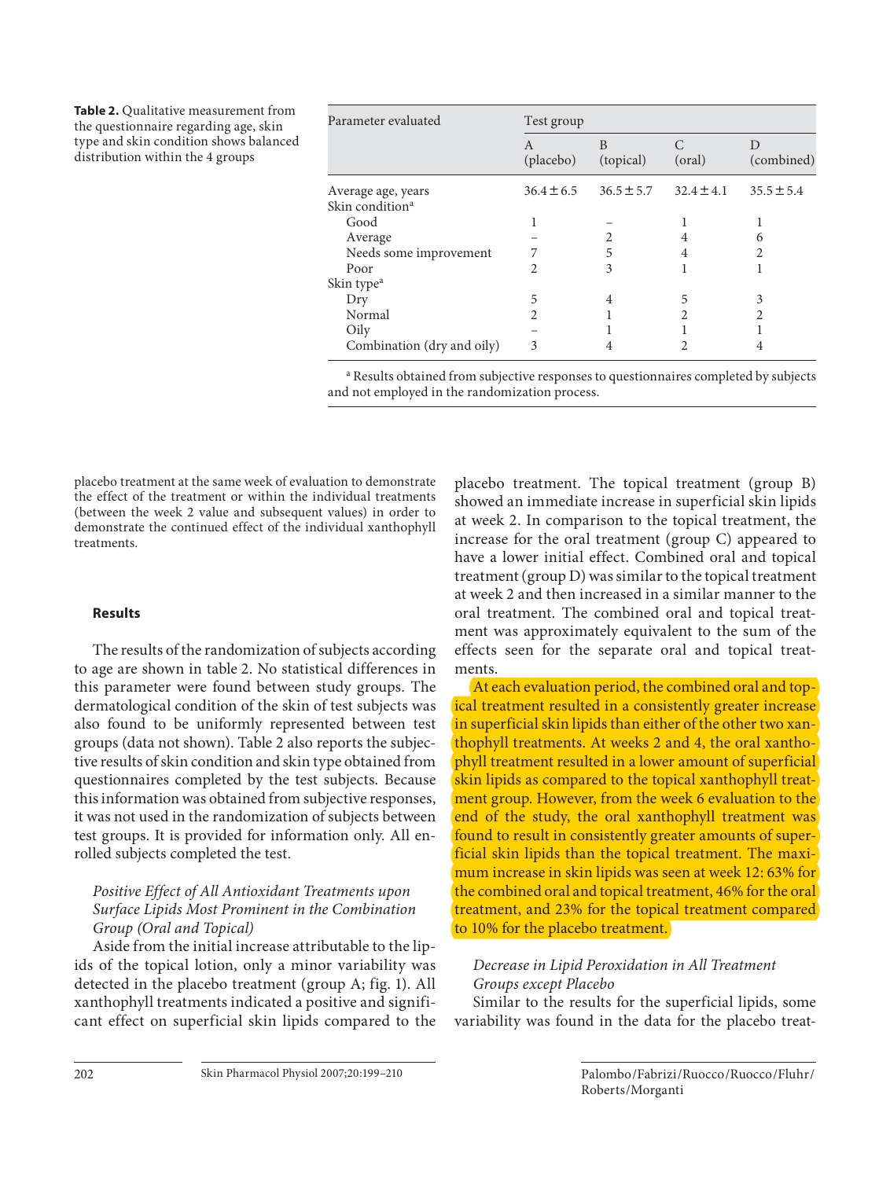**Table 2.** Qualitative measurement from the questionnaire regarding age, skin type and skin condition shows balanced distribution within the 4 groups

| Parameter evaluated | Test group | | | |
|---|---|---|---|---|
| | A (placebo) | B (topical) | C (oral) | D (combined) |
| Average age, years | 36.4 ± 6.5 | 36.5 ± 5.7 | 32.4 ± 4.1 | 35.5 ± 5.4 |
| Skin condition[a] | | | | |
| Good | 1 | – | 1 | 1 |
| Average | – | 2 | 4 | 6 |
| Needs some improvement | 7 | 5 | 4 | 2 |
| Poor | 2 | 3 | 1 | 1 |
| Skin type[a] | | | | |
| Dry | 5 | 4 | 5 | 3 |
| Normal | 2 | 1 | 2 | 2 |
| Oily | – | 1 | 1 | 1 |
| Combination (dry and oily) | 3 | 4 | 2 | 4 |

[a] Results obtained from subjective responses to questionnaires completed by subjects and not employed in the randomization process.

placebo treatment at the same week of evaluation to demonstrate the effect of the treatment or within the individual treatments (between the week 2 value and subsequent values) in order to demonstrate the continued effect of the individual xanthophyll treatments.

## Results

The results of the randomization of subjects according to age are shown in table 2. No statistical differences in this parameter were found between study groups. The dermatological condition of the skin of test subjects was also found to be uniformly represented between test groups (data not shown). Table 2 also reports the subjective results of skin condition and skin type obtained from questionnaires completed by the test subjects. Because this information was obtained from subjective responses, it was not used in the randomization of subjects between test groups. It is provided for information only. All enrolled subjects completed the test.

### *Positive Effect of All Antioxidant Treatments upon Surface Lipids Most Prominent in the Combination Group (Oral and Topical)*

Aside from the initial increase attributable to the lipids of the topical lotion, only a minor variability was detected in the placebo treatment (group A; fig. 1). All xanthophyll treatments indicated a positive and significant effect on superficial skin lipids compared to the placebo treatment. The topical treatment (group B) showed an immediate increase in superficial skin lipids at week 2. In comparison to the topical treatment, the increase for the oral treatment (group C) appeared to have a lower initial effect. Combined oral and topical treatment (group D) was similar to the topical treatment at week 2 and then increased in a similar manner to the oral treatment. The combined oral and topical treatment was approximately equivalent to the sum of the effects seen for the separate oral and topical treatments.

At each evaluation period, the combined oral and topical treatment resulted in a consistently greater increase in superficial skin lipids than either of the other two xanthophyll treatments. At weeks 2 and 4, the oral xanthophyll treatment resulted in a lower amount of superficial skin lipids as compared to the topical xanthophyll treatment group. However, from the week 6 evaluation to the end of the study, the oral xanthophyll treatment was found to result in consistently greater amounts of superficial skin lipids than the topical treatment. The maximum increase in skin lipids was seen at week 12: 63% for the combined oral and topical treatment, 46% for the oral treatment, and 23% for the topical treatment compared to 10% for the placebo treatment.

### *Decrease in Lipid Peroxidation in All Treatment Groups except Placebo*

Similar to the results for the superficial lipids, some variability was found in the data for the placebo treat-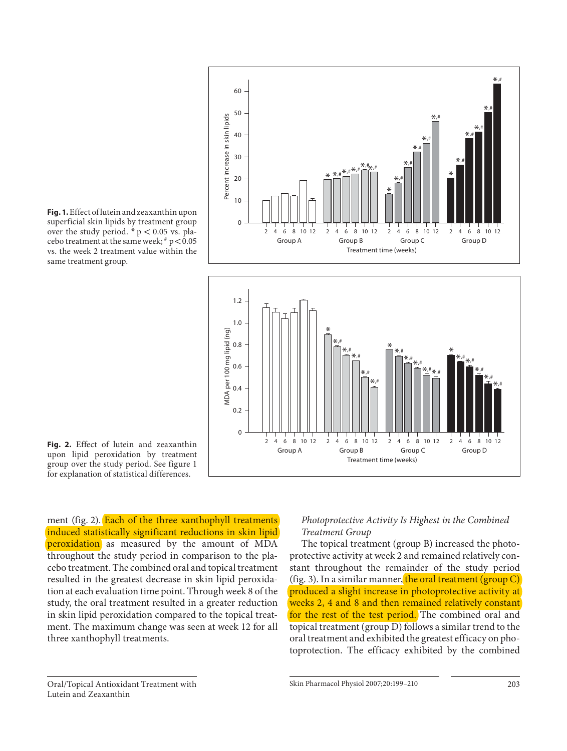**Fig. 1.** Effect of lutein and zeaxanthin upon superficial skin lipids by treatment group over the study period. * $p < 0.05$ vs. placebo treatment at the same week; # $p < 0.05$ vs. the week 2 treatment value within the same treatment group.

**Fig. 2.** Effect of lutein and zeaxanthin upon lipid peroxidation by treatment group over the study period. See figure 1 for explanation of statistical differences.

ment (fig. 2). Each of the three xanthophyll treatments induced statistically significant reductions in skin lipid peroxidation as measured by the amount of MDA throughout the study period in comparison to the placebo treatment. The combined oral and topical treatment resulted in the greatest decrease in skin lipid peroxidation at each evaluation time point. Through week 8 of the study, the oral treatment resulted in a greater reduction in skin lipid peroxidation compared to the topical treatment. The maximum change was seen at week 12 for all three xanthophyll treatments.

*Photoprotective Activity Is Highest in the Combined Treatment Group*

The topical treatment (group B) increased the photoprotective activity at week 2 and remained relatively constant throughout the remainder of the study period (fig. 3). In a similar manner, the oral treatment (group C) produced a slight increase in photoprotective activity at weeks 2, 4 and 8 and then remained relatively constant for the rest of the test period. The combined oral and topical treatment (group D) follows a similar trend to the oral treatment and exhibited the greatest efficacy on photoprotection. The efficacy exhibited by the combined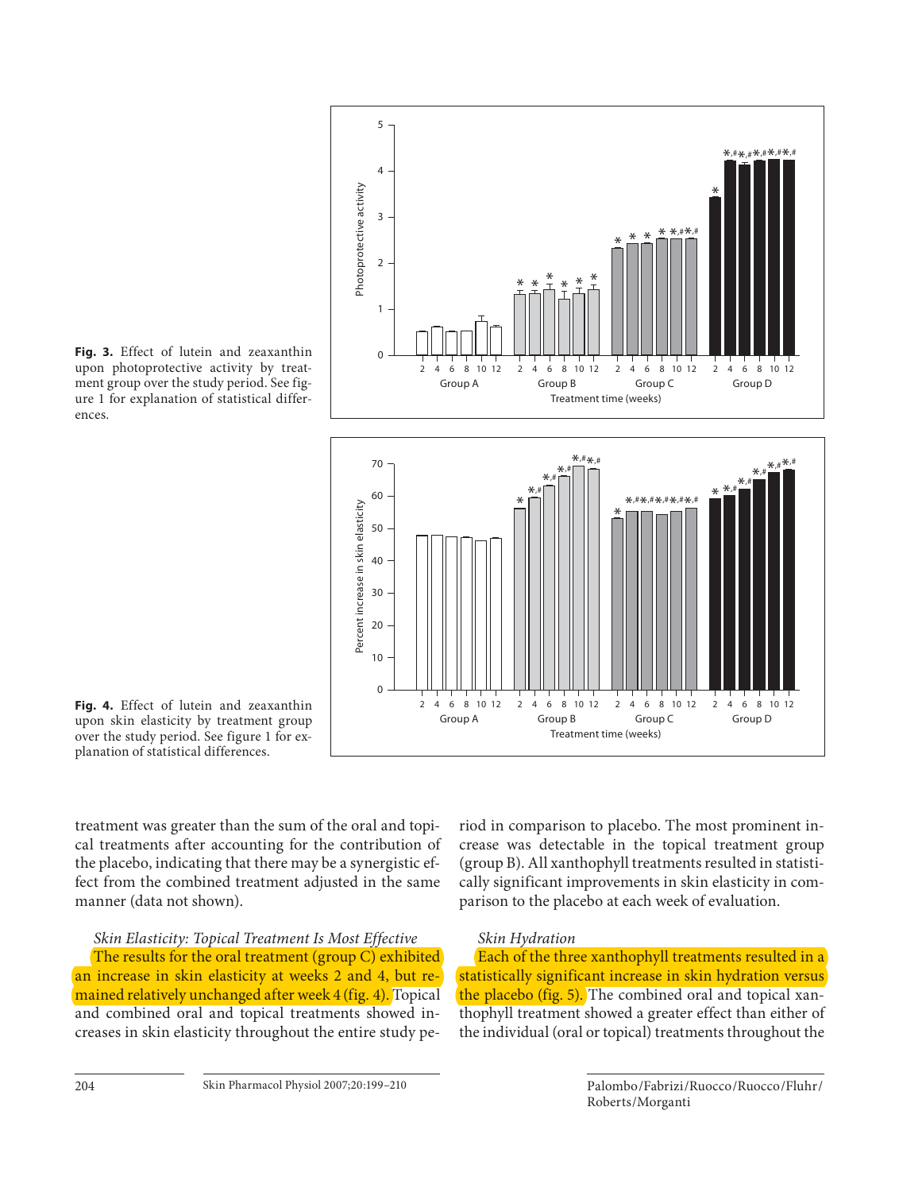Fig. 3. Effect of lutein and zeaxanthin upon photoprotective activity by treatment group over the study period. See figure 1 for explanation of statistical differences.

Fig. 4. Effect of lutein and zeaxanthin upon skin elasticity by treatment group over the study period. See figure 1 for explanation of statistical differences.

treatment was greater than the sum of the oral and topical treatments after accounting for the contribution of the placebo, indicating that there may be a synergistic effect from the combined treatment adjusted in the same manner (data not shown).

*Skin Elasticity: Topical Treatment Is Most Effective*

The results for the oral treatment (group C) exhibited an increase in skin elasticity at weeks 2 and 4, but remained relatively unchanged after week 4 (fig. 4). Topical and combined oral and topical treatments showed increases in skin elasticity throughout the entire study period in comparison to placebo. The most prominent increase was detectable in the topical treatment group (group B). All xanthophyll treatments resulted in statistically significant improvements in skin elasticity in comparison to the placebo at each week of evaluation.

*Skin Hydration*

Each of the three xanthophyll treatments resulted in a statistically significant increase in skin hydration versus the placebo (fig. 5). The combined oral and topical xanthophyll treatment showed a greater effect than either of the individual (oral or topical) treatments throughout the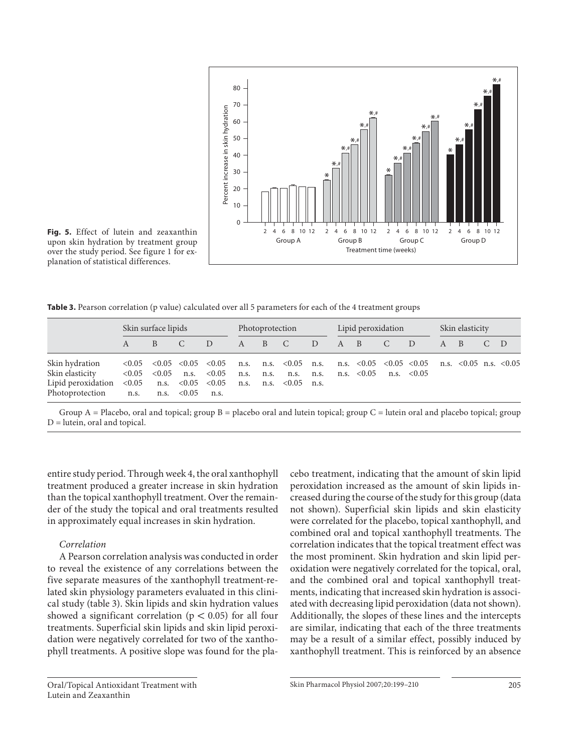**Fig. 5.** Effect of lutein and zeaxanthin upon skin hydration by treatment group over the study period. See figure 1 for explanation of statistical differences.

**Table 3.** Pearson correlation (p value) calculated over all 5 parameters for each of the 4 treatment groups

| | Skin surface lipids | | | | Photoprotection | | | | Lipid peroxidation | | | | Skin elasticity | | | |
|---|---|---|---|---|---|---|---|---|---|---|---|---|---|---|---|---|
| | A | B | C | D | A | B | C | D | A | B | C | D | A | B | C | D |
| Skin hydration | <0.05 | <0.05 | <0.05 | <0.05 | n.s. | n.s. | <0.05 | n.s. | n.s. | <0.05 | <0.05 | <0.05 | n.s. | <0.05 | n.s. | <0.05 |
| Skin elasticity | <0.05 | <0.05 | n.s. | <0.05 | n.s. | n.s. | n.s. | n.s. | n.s. | <0.05 | n.s. | <0.05 | | | | |
| Lipid peroxidation | <0.05 | n.s. | <0.05 | <0.05 | n.s. | n.s. | <0.05 | n.s. | | | | | | | | |
| Photoprotection | n.s. | n.s. | <0.05 | n.s. | | | | | | | | | | | | |

Group A = Placebo, oral and topical; group B = placebo oral and lutein topical; group C = lutein oral and placebo topical; group D = lutein, oral and topical.

entire study period. Through week 4, the oral xanthophyll treatment produced a greater increase in skin hydration than the topical xanthophyll treatment. Over the remainder of the study the topical and oral treatments resulted in approximately equal increases in skin hydration.

*Correlation*

A Pearson correlation analysis was conducted in order to reveal the existence of any correlations between the five separate measures of the xanthophyll treatment-related skin physiology parameters evaluated in this clinical study (table 3). Skin lipids and skin hydration values showed a significant correlation ($p < 0.05$) for all four treatments. Superficial skin lipids and skin lipid peroxidation were negatively correlated for two of the xanthophyll treatments. A positive slope was found for the placebo treatment, indicating that the amount of skin lipid peroxidation increased as the amount of skin lipids increased during the course of the study for this group (data not shown). Superficial skin lipids and skin elasticity were correlated for the placebo, topical xanthophyll, and combined oral and topical xanthophyll treatments. The correlation indicates that the topical treatment effect was the most prominent. Skin hydration and skin lipid peroxidation were negatively correlated for the topical, oral, and the combined oral and topical xanthophyll treatments, indicating that increased skin hydration is associated with decreasing lipid peroxidation (data not shown). Additionally, the slopes of these lines and the intercepts are similar, indicating that each of the three treatments may be a result of a similar effect, possibly induced by xanthophyll treatment. This is reinforced by an absence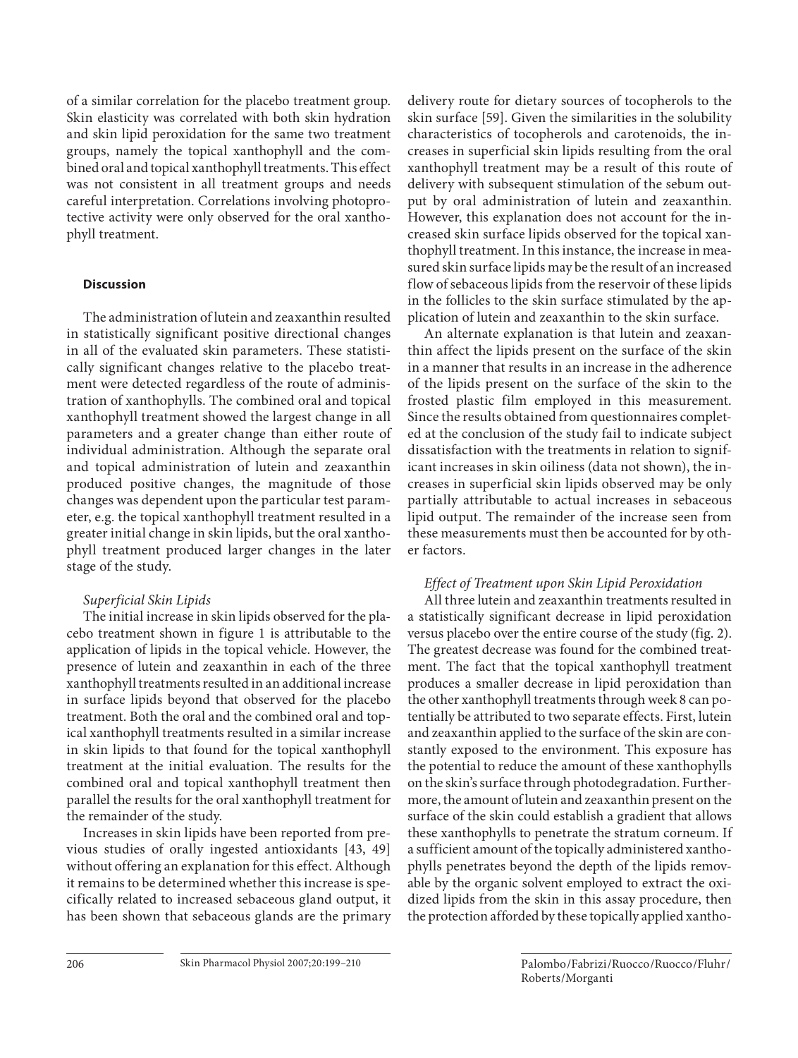of a similar correlation for the placebo treatment group. Skin elasticity was correlated with both skin hydration and skin lipid peroxidation for the same two treatment groups, namely the topical xanthophyll and the combined oral and topical xanthophyll treatments. This effect was not consistent in all treatment groups and needs careful interpretation. Correlations involving photoprotective activity were only observed for the oral xanthophyll treatment.

## Discussion

The administration of lutein and zeaxanthin resulted in statistically significant positive directional changes in all of the evaluated skin parameters. These statistically significant changes relative to the placebo treatment were detected regardless of the route of administration of xanthophylls. The combined oral and topical xanthophyll treatment showed the largest change in all parameters and a greater change than either route of individual administration. Although the separate oral and topical administration of lutein and zeaxanthin produced positive changes, the magnitude of those changes was dependent upon the particular test parameter, e.g. the topical xanthophyll treatment resulted in a greater initial change in skin lipids, but the oral xanthophyll treatment produced larger changes in the later stage of the study.

### *Superficial Skin Lipids*

The initial increase in skin lipids observed for the placebo treatment shown in figure 1 is attributable to the application of lipids in the topical vehicle. However, the presence of lutein and zeaxanthin in each of the three xanthophyll treatments resulted in an additional increase in surface lipids beyond that observed for the placebo treatment. Both the oral and the combined oral and topical xanthophyll treatments resulted in a similar increase in skin lipids to that found for the topical xanthophyll treatment at the initial evaluation. The results for the combined oral and topical xanthophyll treatment then parallel the results for the oral xanthophyll treatment for the remainder of the study.

Increases in skin lipids have been reported from previous studies of orally ingested antioxidants [43, 49] without offering an explanation for this effect. Although it remains to be determined whether this increase is specifically related to increased sebaceous gland output, it has been shown that sebaceous glands are the primary delivery route for dietary sources of tocopherols to the skin surface [59]. Given the similarities in the solubility characteristics of tocopherols and carotenoids, the increases in superficial skin lipids resulting from the oral xanthophyll treatment may be a result of this route of delivery with subsequent stimulation of the sebum output by oral administration of lutein and zeaxanthin. However, this explanation does not account for the increased skin surface lipids observed for the topical xanthophyll treatment. In this instance, the increase in measured skin surface lipids may be the result of an increased flow of sebaceous lipids from the reservoir of these lipids in the follicles to the skin surface stimulated by the application of lutein and zeaxanthin to the skin surface.

An alternate explanation is that lutein and zeaxanthin affect the lipids present on the surface of the skin in a manner that results in an increase in the adherence of the lipids present on the surface of the skin to the frosted plastic film employed in this measurement. Since the results obtained from questionnaires completed at the conclusion of the study fail to indicate subject dissatisfaction with the treatments in relation to significant increases in skin oiliness (data not shown), the increases in superficial skin lipids observed may be only partially attributable to actual increases in sebaceous lipid output. The remainder of the increase seen from these measurements must then be accounted for by other factors.

### *Effect of Treatment upon Skin Lipid Peroxidation*

All three lutein and zeaxanthin treatments resulted in a statistically significant decrease in lipid peroxidation versus placebo over the entire course of the study (fig. 2). The greatest decrease was found for the combined treatment. The fact that the topical xanthophyll treatment produces a smaller decrease in lipid peroxidation than the other xanthophyll treatments through week 8 can potentially be attributed to two separate effects. First, lutein and zeaxanthin applied to the surface of the skin are constantly exposed to the environment. This exposure has the potential to reduce the amount of these xanthophylls on the skin's surface through photodegradation. Furthermore, the amount of lutein and zeaxanthin present on the surface of the skin could establish a gradient that allows these xanthophylls to penetrate the stratum corneum. If a sufficient amount of the topically administered xanthophylls penetrates beyond the depth of the lipids removable by the organic solvent employed to extract the oxidized lipids from the skin in this assay procedure, then the protection afforded by these topically applied xantho-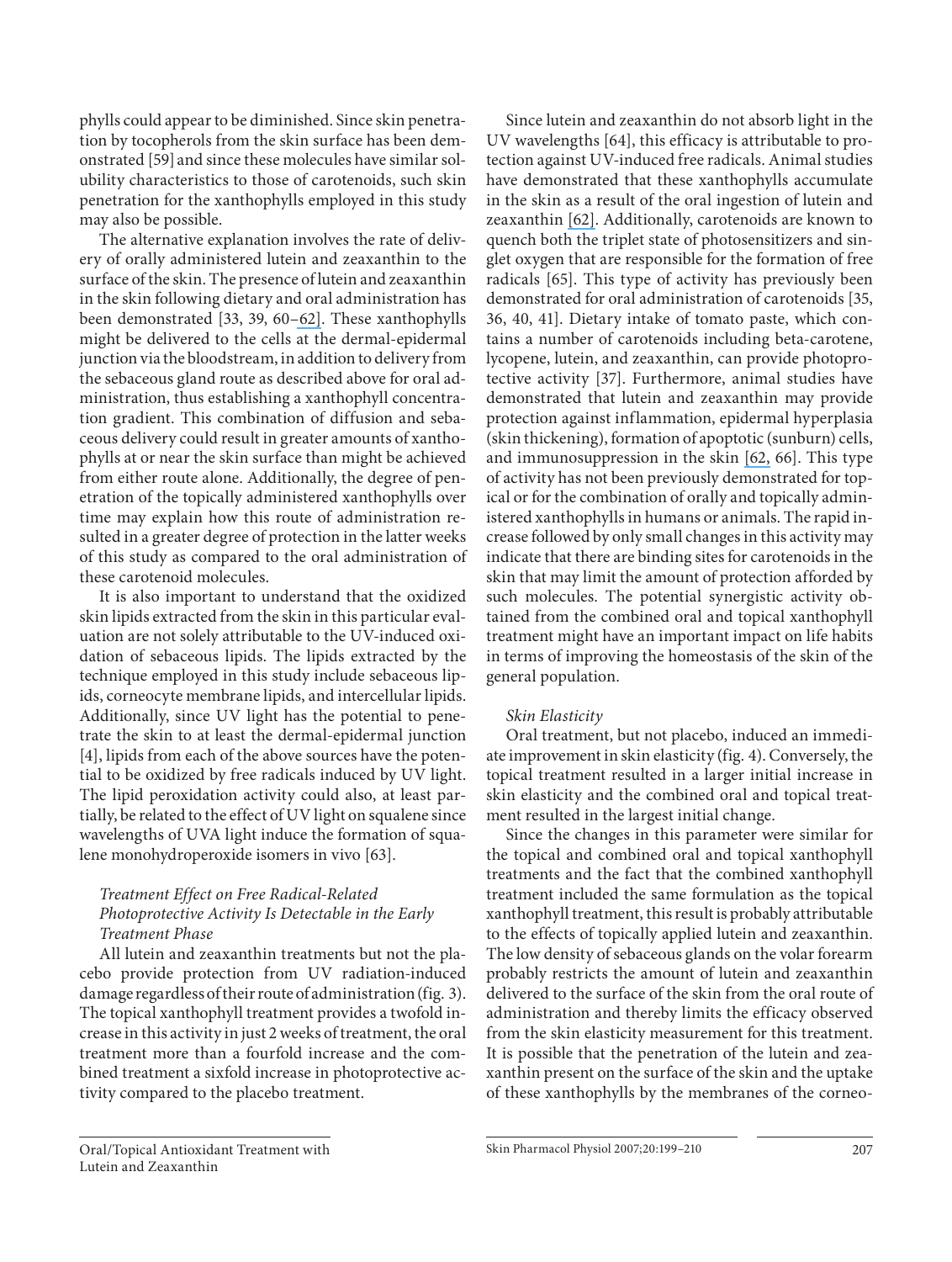phylls could appear to be diminished. Since skin penetration by tocopherols from the skin surface has been demonstrated [59] and since these molecules have similar solubility characteristics to those of carotenoids, such skin penetration for the xanthophylls employed in this study may also be possible.

The alternative explanation involves the rate of delivery of orally administered lutein and zeaxanthin to the surface of the skin. The presence of lutein and zeaxanthin in the skin following dietary and oral administration has been demonstrated [33, 39, 60–62]. These xanthophylls might be delivered to the cells at the dermal-epidermal junction via the bloodstream, in addition to delivery from the sebaceous gland route as described above for oral administration, thus establishing a xanthophyll concentration gradient. This combination of diffusion and sebaceous delivery could result in greater amounts of xanthophylls at or near the skin surface than might be achieved from either route alone. Additionally, the degree of penetration of the topically administered xanthophylls over time may explain how this route of administration resulted in a greater degree of protection in the latter weeks of this study as compared to the oral administration of these carotenoid molecules.

It is also important to understand that the oxidized skin lipids extracted from the skin in this particular evaluation are not solely attributable to the UV-induced oxidation of sebaceous lipids. The lipids extracted by the technique employed in this study include sebaceous lipids, corneocyte membrane lipids, and intercellular lipids. Additionally, since UV light has the potential to penetrate the skin to at least the dermal-epidermal junction [4], lipids from each of the above sources have the potential to be oxidized by free radicals induced by UV light. The lipid peroxidation activity could also, at least partially, be related to the effect of UV light on squalene since wavelengths of UVA light induce the formation of squalene monohydroperoxide isomers in vivo [63].

### *Treatment Effect on Free Radical-Related Photoprotective Activity Is Detectable in the Early Treatment Phase*

All lutein and zeaxanthin treatments but not the placebo provide protection from UV radiation-induced damage regardless of their route of administration (fig. 3). The topical xanthophyll treatment provides a twofold increase in this activity in just 2 weeks of treatment, the oral treatment more than a fourfold increase and the combined treatment a sixfold increase in photoprotective activity compared to the placebo treatment.

Since lutein and zeaxanthin do not absorb light in the UV wavelengths [64], this efficacy is attributable to protection against UV-induced free radicals. Animal studies have demonstrated that these xanthophylls accumulate in the skin as a result of the oral ingestion of lutein and zeaxanthin [62]. Additionally, carotenoids are known to quench both the triplet state of photosensitizers and singlet oxygen that are responsible for the formation of free radicals [65]. This type of activity has previously been demonstrated for oral administration of carotenoids [35, 36, 40, 41]. Dietary intake of tomato paste, which contains a number of carotenoids including beta-carotene, lycopene, lutein, and zeaxanthin, can provide photoprotective activity [37]. Furthermore, animal studies have demonstrated that lutein and zeaxanthin may provide protection against inflammation, epidermal hyperplasia (skin thickening), formation of apoptotic (sunburn) cells, and immunosuppression in the skin [62, 66]. This type of activity has not been previously demonstrated for topical or for the combination of orally and topically administered xanthophylls in humans or animals. The rapid increase followed by only small changes in this activity may indicate that there are binding sites for carotenoids in the skin that may limit the amount of protection afforded by such molecules. The potential synergistic activity obtained from the combined oral and topical xanthophyll treatment might have an important impact on life habits in terms of improving the homeostasis of the skin of the general population.

### *Skin Elasticity*

Oral treatment, but not placebo, induced an immediate improvement in skin elasticity (fig. 4). Conversely, the topical treatment resulted in a larger initial increase in skin elasticity and the combined oral and topical treatment resulted in the largest initial change.

Since the changes in this parameter were similar for the topical and combined oral and topical xanthophyll treatments and the fact that the combined xanthophyll treatment included the same formulation as the topical xanthophyll treatment, this result is probably attributable to the effects of topically applied lutein and zeaxanthin. The low density of sebaceous glands on the volar forearm probably restricts the amount of lutein and zeaxanthin delivered to the surface of the skin from the oral route of administration and thereby limits the efficacy observed from the skin elasticity measurement for this treatment. It is possible that the penetration of the lutein and zeaxanthin present on the surface of the skin and the uptake of these xanthophylls by the membranes of the corneo-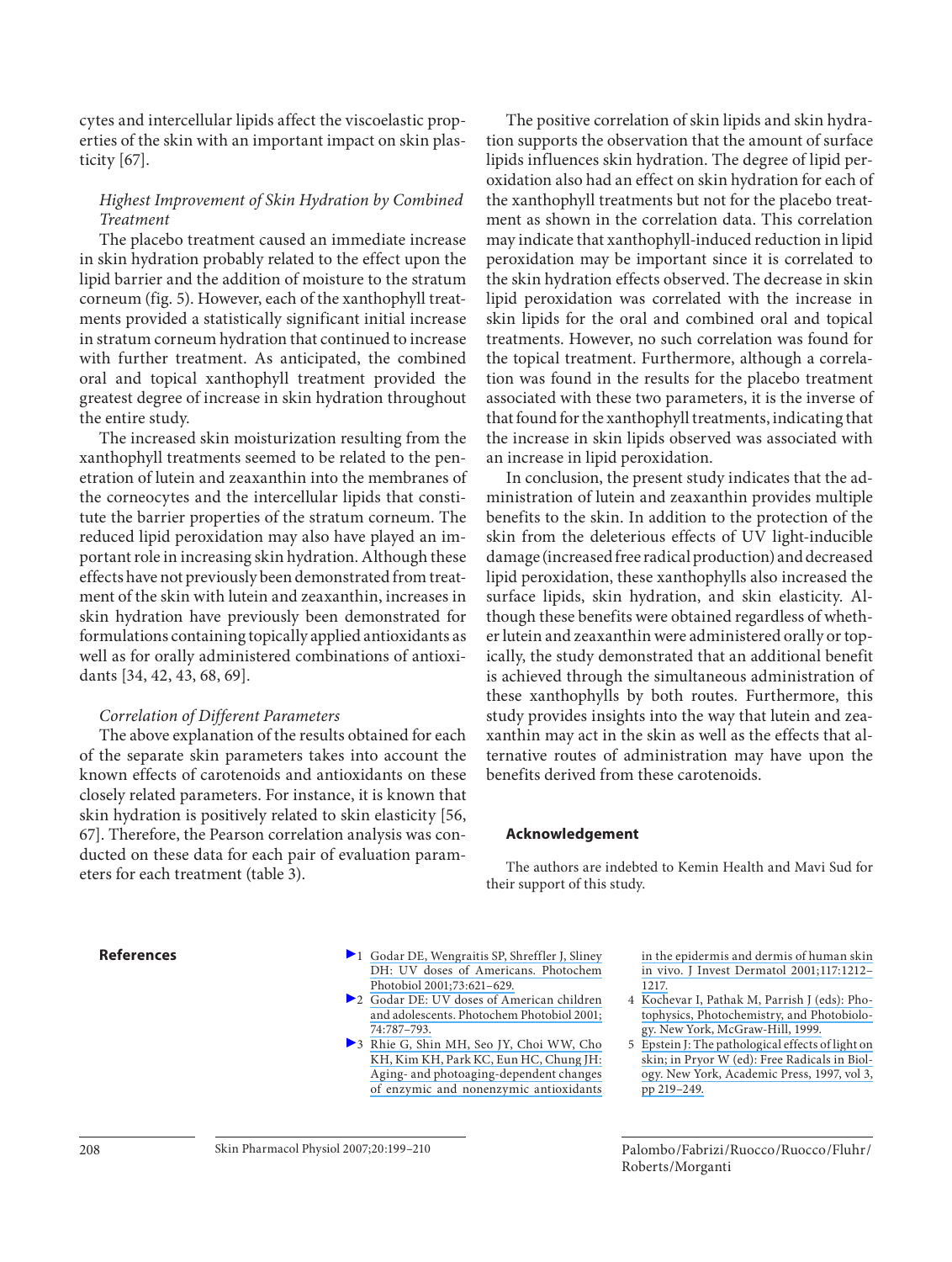cytes and intercellular lipids affect the viscoelastic properties of the skin with an important impact on skin plasticity [67].

### *Highest Improvement of Skin Hydration by Combined Treatment*

The placebo treatment caused an immediate increase in skin hydration probably related to the effect upon the lipid barrier and the addition of moisture to the stratum corneum (fig. 5). However, each of the xanthophyll treatments provided a statistically significant initial increase in stratum corneum hydration that continued to increase with further treatment. As anticipated, the combined oral and topical xanthophyll treatment provided the greatest degree of increase in skin hydration throughout the entire study.

The increased skin moisturization resulting from the xanthophyll treatments seemed to be related to the penetration of lutein and zeaxanthin into the membranes of the corneocytes and the intercellular lipids that constitute the barrier properties of the stratum corneum. The reduced lipid peroxidation may also have played an important role in increasing skin hydration. Although these effects have not previously been demonstrated from treatment of the skin with lutein and zeaxanthin, increases in skin hydration have previously been demonstrated for formulations containing topically applied antioxidants as well as for orally administered combinations of antioxidants [34, 42, 43, 68, 69].

### *Correlation of Different Parameters*

The above explanation of the results obtained for each of the separate skin parameters takes into account the known effects of carotenoids and antioxidants on these closely related parameters. For instance, it is known that skin hydration is positively related to skin elasticity [56, 67]. Therefore, the Pearson correlation analysis was conducted on these data for each pair of evaluation parameters for each treatment (table 3).

The positive correlation of skin lipids and skin hydration supports the observation that the amount of surface lipids influences skin hydration. The degree of lipid peroxidation also had an effect on skin hydration for each of the xanthophyll treatments but not for the placebo treatment as shown in the correlation data. This correlation may indicate that xanthophyll-induced reduction in lipid peroxidation may be important since it is correlated to the skin hydration effects observed. The decrease in skin lipid peroxidation was correlated with the increase in skin lipids for the oral and combined oral and topical treatments. However, no such correlation was found for the topical treatment. Furthermore, although a correlation was found in the results for the placebo treatment associated with these two parameters, it is the inverse of that found for the xanthophyll treatments, indicating that the increase in skin lipids observed was associated with an increase in lipid peroxidation.

In conclusion, the present study indicates that the administration of lutein and zeaxanthin provides multiple benefits to the skin. In addition to the protection of the skin from the deleterious effects of UV light-inducible damage (increased free radical production) and decreased lipid peroxidation, these xanthophylls also increased the surface lipids, skin hydration, and skin elasticity. Although these benefits were obtained regardless of whether lutein and zeaxanthin were administered orally or topically, the study demonstrated that an additional benefit is achieved through the simultaneous administration of these xanthophylls by both routes. Furthermore, this study provides insights into the way that lutein and zeaxanthin may act in the skin as well as the effects that alternative routes of administration may have upon the benefits derived from these carotenoids.

## Acknowledgement

The authors are indebted to Kemin Health and Mavi Sud for their support of this study.

## References

1. Godar DE, Wengraitis SP, Shreffler J, Sliney DH: UV doses of Americans. Photochem Photobiol 2001;73:621–629.
2. Godar DE: UV doses of American children and adolescents. Photochem Photobiol 2001;74:787–793.
3. Rhie G, Shin MH, Seo JY, Choi WW, Cho KH, Kim KH, Park KC, Eun HC, Chung JH: Aging- and photoaging-dependent changes of enzymic and nonenzymic antioxidants in the epidermis and dermis of human skin in vivo. J Invest Dermatol 2001;117:1212–1217.
4. Kochevar I, Pathak M, Parrish J (eds): Photophysics, Photochemistry, and Photobiology. New York, McGraw-Hill, 1999.
5. Epstein J: The pathological effects of light on skin; in Pryor W (ed): Free Radicals in Biology. New York, Academic Press, 1997, vol 3, pp 219–249.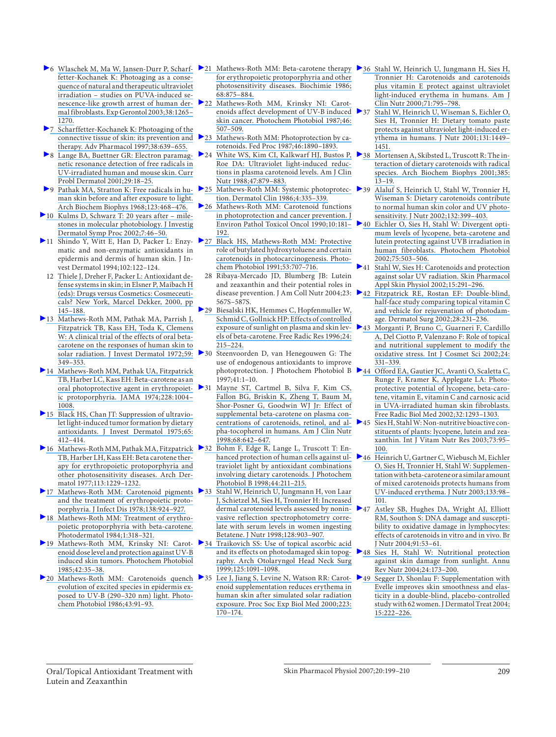6 Wlaschek M, Ma W, Jansen-Durr P, Scharffetter-Kochanek K: Photoaging as a consequence of natural and therapeutic ultraviolet irradiation – studies on PUVA-induced senescence-like growth arrest of human dermal fibroblasts. Exp Gerontol 2003;38:1265–1270.

7 Scharffetter-Kochanek K: Photoaging of the connective tissue of skin: its prevention and therapy. Adv Pharmacol 1997;38:639–655.

8 Lange BA, Buettner GR: Electron paramagnetic resonance detection of free radicals in UV-irradiated human and mouse skin. Curr Probl Dermatol 2001;29:18–25.

9 Pathak MA, Stratton K: Free radicals in human skin before and after exposure to light. Arch Biochem Biophys 1968;123:468–476.

10 Kulms D, Schwarz T: 20 years after – milestones in molecular photobiology. J Investig Dermatol Symp Proc 2002;7:46–50.

11 Shindo Y, Witt E, Han D, Packer L: Enzymatic and non-enzymatic antioxidants in epidermis and dermis of human skin. J Invest Dermatol 1994;102:122–124.

12 Thiele J, Dreher F, Packer L: Antioxidant defense systems in skin; in Elsner P, Maibach H (eds): Drugs versus Cosmetics: Cosmeceuticals? New York, Marcel Dekker, 2000, pp 145–188.

13 Mathews-Roth MM, Pathak MA, Parrish J, Fitzpatrick TB, Kass EH, Toda K, Clemens W: A clinical trial of the effects of oral beta-carotene on the responses of human skin to solar radiation. J Invest Dermatol 1972;59:349–353.

14 Mathews-Roth MM, Pathak UA, Fitzpatrick TB, Harber LC, Kass EH: Beta-carotene as an oral photoprotective agent in erythropoietic protoporphyria. JAMA 1974;228:1004–1008.

15 Black HS, Chan JT: Suppression of ultraviolet light-induced tumor formation by dietary antioxidants. J Invest Dermatol 1975;65:412–414.

16 Mathews-Roth MM, Pathak MA, Fitzpatrick TB, Harber LH, Kass EH: Beta carotene therapy for erythropoietic protoporphyria and other photosensitivity diseases. Arch Dermatol 1977;113:1229–1232.

17 Mathews-Roth MM: Carotenoid pigments and the treatment of erythropoietic protoporphyria. J Infect Dis 1978;138:924–927.

18 Mathews-Roth MM: Treatment of erythropoietic protoporphyria with beta-carotene. Photodermatol 1984;1:318–321.

19 Mathews-Roth MM, Krinsky NI: Carotenoid dose level and protection against UV-B induced skin tumors. Photochem Photobiol 1985;42:35–38.

20 Mathews-Roth MM: Carotenoids quench evolution of excited species in epidermis exposed to UV-B (290–320 nm) light. Photochem Photobiol 1986;43:91–93.

21 Mathews-Roth MM: Beta-carotene therapy for erythropoietic protoporphyria and other photosensitivity diseases. Biochimie 1986;68:875–884.

22 Mathews-Roth MM, Krinsky NI: Carotenoids affect development of UV-B induced skin cancer. Photochem Photobiol 1987;46:507–509.

23 Mathews-Roth MM: Photoprotection by carotenoids. Fed Proc 1987;46:1890–1893.

24 White WS, Kim CI, Kalkwarf HJ, Bustos P, Roe DA: Ultraviolet light-induced reductions in plasma carotenoid levels. Am J Clin Nutr 1988;47:879–883.

25 Mathews-Roth MM: Systemic photoprotection. Dermatol Clin 1986;4:335–339.

26 Mathews-Roth MM: Carotenoid functions in photoprotection and cancer prevention. J Environ Pathol Toxicol Oncol 1990;10:181–192.

27 Black HS, Mathews-Roth MM: Protective role of butylated hydroxytoluene and certain carotenoids in photocarcinogenesis. Photochem Photobiol 1991;53:707–716.

28 Ribaya-Mercado JD, Blumberg JB: Lutein and zeaxanthin and their potential roles in disease prevention. J Am Coll Nutr 2004;23:567S–587S.

29 Biesalski HK, Hemmes C, Hopfenmuller W, Schmid C, Gollnick HP: Effects of controlled exposure of sunlight on plasma and skin levels of beta-carotene. Free Radic Res 1996;24:215–224.

30 Steenvoorden D, van Henegouwen G: The use of endogenous antioxidants to improve photoprotection. J Photochem Photobiol B 1997;41:1–10.

31 Mayne ST, Cartmel B, Silva F, Kim CS, Fallon BG, Briskin K, Zheng T, Baum M, Shor-Posner G, Goodwin WJ Jr: Effect of supplemental beta-carotene on plasma concentrations of carotenoids, retinol, and alpha-tocopherol in humans. Am J Clin Nutr 1998;68:642–647.

32 Bohm F, Edge R, Lange L, Truscott T: Enhanced protection of human cells against ultraviolet light by antioxidant combinations involving dietary carotenoids. J Photochem Photobiol B 1998;44:211–215.

33 Stahl W, Heinrich U, Jungmann H, von Laar J, Schietzel M, Sies H, Tronnier H: Increased dermal carotenoid levels assessed by noninvasive reflection spectrophotometry correlate with serum levels in women ingesting Betatene. J Nutr 1998;128:903–907.

34 Traikovich SS: Use of topical ascorbic acid and its effects on photodamaged skin topography. Arch Otolaryngol Head Neck Surg 1999;125:1091–1098.

35 Lee J, Jiang S, Levine N, Watson RR: Carotenoid supplementation reduces erythema in human skin after simulated solar radiation exposure. Proc Soc Exp Biol Med 2000;223:170–174.

36 Stahl W, Heinrich U, Jungmann H, Sies H, Tronnier H: Carotenoids and carotenoids plus vitamin E protect against ultraviolet light-induced erythema in humans. Am J Clin Nutr 2000;71:795–798.

37 Stahl W, Heinrich U, Wiseman S, Eichler O, Sies H, Tronnier H: Dietary tomato paste protects against ultraviolet light-induced erythema in humans. J Nutr 2001;131:1449–1451.

38 Mortensen A, Skibsted L, Truscott R: The interaction of dietary carotenoids with radical species. Arch Biochem Biophys 2001;385:13–19.

39 Alaluf S, Heinrich U, Stahl W, Tronnier H, Wiseman S: Dietary carotenoids contribute to normal human skin color and UV photosensitivity. J Nutr 2002;132:399–403.

40 Eichler O, Sies H, Stahl W: Divergent optimum levels of lycopene, beta-carotene and lutein protecting against UVB irradiation in human fibroblasts. Photochem Photobiol 2002;75:503–506.

41 Stahl W, Sies H: Carotenoids and protection against solar UV radiation. Skin Pharmacol Appl Skin Physiol 2002;15:291–296.

42 Fitzpatrick RE, Rostan EF: Double-blind, half-face study comparing topical vitamin C and vehicle for rejuvenation of photodamage. Dermatol Surg 2002;28:231–236.

43 Morganti P, Bruno C, Guarneri F, Cardillo A, Del Ciotto P, Valenzano F: Role of topical and nutritional supplement to modify the oxidative stress. Int J Cosmet Sci 2002;24:331–339.

44 Offord EA, Gautier JC, Avanti O, Scaletta C, Runge F, Kramer K, Applegate LA: Photoprotective potential of lycopene, beta-carotene, vitamin E, vitamin C and carnosic acid in UVA-irradiated human skin fibroblasts. Free Radic Biol Med 2002;32:1293–1303.

45 Sies H, Stahl W: Non-nutritive bioactive constituents of plants: lycopene, lutein and zeaxanthin. Int J Vitam Nutr Res 2003;73:95–100.

46 Heinrich U, Gartner C, Wiebusch M, Eichler O, Sies H, Tronnier H, Stahl W: Supplementation with beta-carotene or a similar amount of mixed carotenoids protects humans from UV-induced erythema. J Nutr 2003;133:98–101.

47 Astley SB, Hughes DA, Wright AJ, Elliott RM, Southon S: DNA damage and susceptibility to oxidative damage in lymphocytes: effects of carotenoids in vitro and in vivo. Br J Nutr 2004;91:53–61.

48 Sies H, Stahl W: Nutritional protection against skin damage from sunlight. Annu Rev Nutr 2004;24:173–200.

49 Segger D, Shonlau F: Supplementation with Evelle improves skin smoothness and elasticity in a double-blind, placebo-controlled study with 62 women. J Dermatol Treat 2004;15:222–226.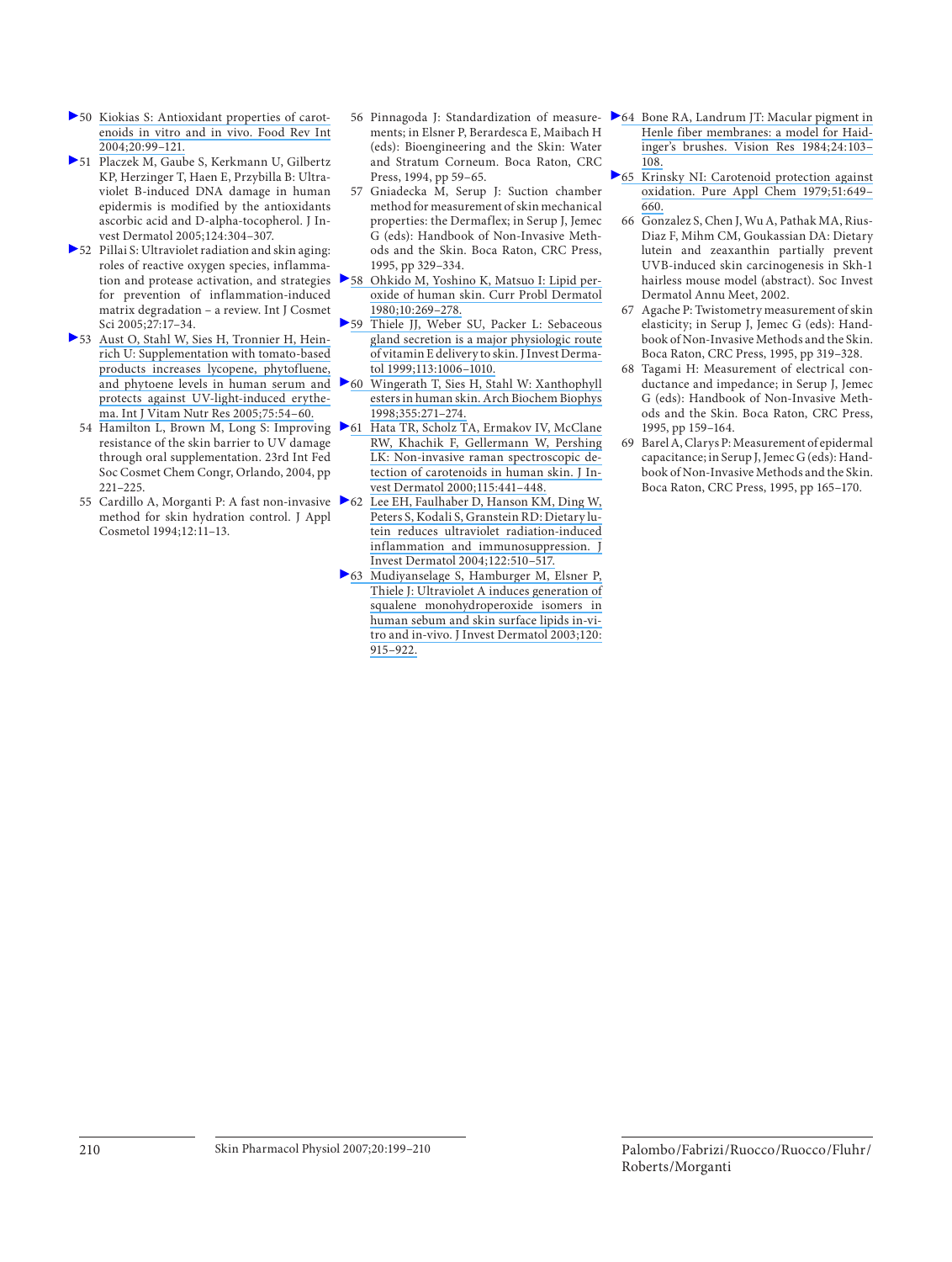50 Kiokias S: Antioxidant properties of carotenoids in vitro and in vivo. Food Rev Int 2004;20:99–121.

51 Placzek M, Gaube S, Kerkmann U, Gilbertz KP, Herzinger T, Haen E, Przybilla B: Ultraviolet B-induced DNA damage in human epidermis is modified by the antioxidants ascorbic acid and D-alpha-tocopherol. J Invest Dermatol 2005;124:304–307.

52 Pillai S: Ultraviolet radiation and skin aging: roles of reactive oxygen species, inflammation and protease activation, and strategies for prevention of inflammation-induced matrix degradation – a review. Int J Cosmet Sci 2005;27:17–34.

53 Aust O, Stahl W, Sies H, Tronnier H, Heinrich U: Supplementation with tomato-based products increases lycopene, phytofluene, and phytoene levels in human serum and protects against UV-light-induced erythema. Int J Vitam Nutr Res 2005;75:54–60.

54 Hamilton L, Brown M, Long S: Improving resistance of the skin barrier to UV damage through oral supplementation. 23rd Int Fed Soc Cosmet Chem Congr, Orlando, 2004, pp 221–225.

55 Cardillo A, Morganti P: A fast non-invasive method for skin hydration control. J Appl Cosmetol 1994;12:11–13.

56 Pinnagoda J: Standardization of measurements; in Elsner P, Berardesca E, Maibach H (eds): Bioengineering and the Skin: Water and Stratum Corneum. Boca Raton, CRC Press, 1994, pp 59–65.

57 Gniadecka M, Serup J: Suction chamber method for measurement of skin mechanical properties: the Dermaflex; in Serup J, Jemec G (eds): Handbook of Non-Invasive Methods and the Skin. Boca Raton, CRC Press, 1995, pp 329–334.

58 Ohkido M, Yoshino K, Matsuo I: Lipid peroxide of human skin. Curr Probl Dermatol 1980;10:269–278.

59 Thiele JJ, Weber SU, Packer L: Sebaceous gland secretion is a major physiologic route of vitamin E delivery to skin. J Invest Dermatol 1999;113:1006–1010.

60 Wingerath T, Sies H, Stahl W: Xanthophyll esters in human skin. Arch Biochem Biophys 1998;355:271–274.

61 Hata TR, Scholz TA, Ermakov IV, McClane RW, Khachik F, Gellermann W, Pershing LK: Non-invasive raman spectroscopic detection of carotenoids in human skin. J Invest Dermatol 2000;115:441–448.

62 Lee EH, Faulhaber D, Hanson KM, Ding W, Peters S, Kodali S, Granstein RD: Dietary lutein reduces ultraviolet radiation-induced inflammation and immunosuppression. J Invest Dermatol 2004;122:510–517.

63 Mudiyanselage S, Hamburger M, Elsner P, Thiele J: Ultraviolet A induces generation of squalene monohydroperoxide isomers in human sebum and skin surface lipids in-vitro and in-vivo. J Invest Dermatol 2003;120:915–922.

64 Bone RA, Landrum JT: Macular pigment in Henle fiber membranes: a model for Haidinger's brushes. Vision Res 1984;24:103–108.

65 Krinsky NI: Carotenoid protection against oxidation. Pure Appl Chem 1979;51:649–660.

66 Gonzalez S, Chen J, Wu A, Pathak MA, Rius-Diaz F, Mihm CM, Goukassian DA: Dietary lutein and zeaxanthin partially prevent UVB-induced skin carcinogenesis in Skh-1 hairless mouse model (abstract). Soc Invest Dermatol Annu Meet, 2002.

67 Agache P: Twistometry measurement of skin elasticity; in Serup J, Jemec G (eds): Handbook of Non-Invasive Methods and the Skin. Boca Raton, CRC Press, 1995, pp 319–328.

68 Tagami H: Measurement of electrical conductance and impedance; in Serup J, Jemec G (eds): Handbook of Non-Invasive Methods and the Skin. Boca Raton, CRC Press, 1995, pp 159–164.

69 Barel A, Clarys P: Measurement of epidermal capacitance; in Serup J, Jemec G (eds): Handbook of Non-Invasive Methods and the Skin. Boca Raton, CRC Press, 1995, pp 165–170.